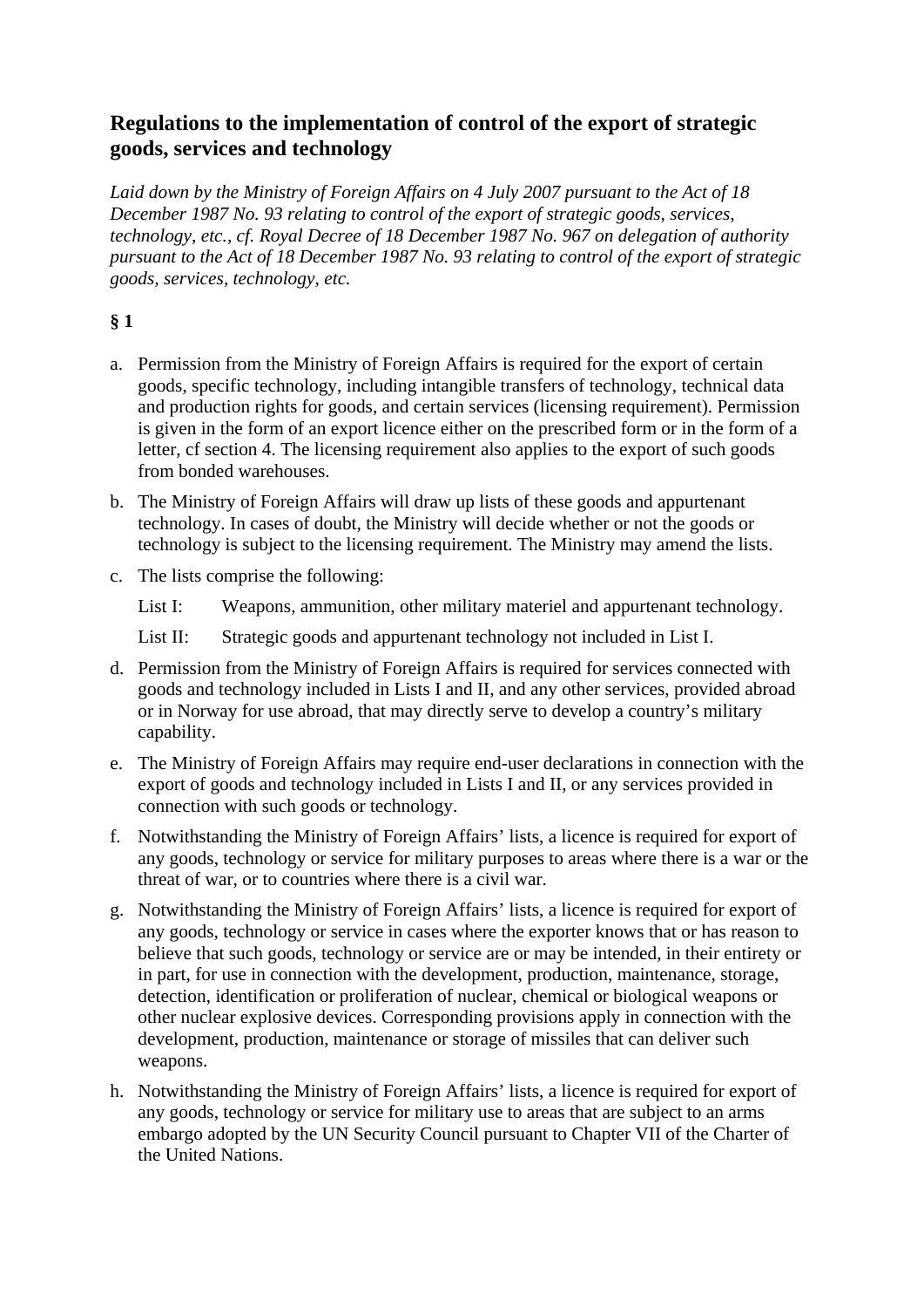## Regulations to the implementation of control of the export of strategic goods, services and technology

*Laid down by the Ministry of Foreign Affairs on 4 July 2007 pursuant to the Act of 18 December 1987 No. 93 relating to control of the export of strategic goods, services, technology, etc., cf. Royal Decree of 18 December 1987 No. 967 on delegation of authority pursuant to the Act of 18 December 1987 No. 93 relating to control of the export of strategic goods, services, technology, etc.*

### § 1

a. Permission from the Ministry of Foreign Affairs is required for the export of certain goods, specific technology, including intangible transfers of technology, technical data and production rights for goods, and certain services (licensing requirement). Permission is given in the form of an export licence either on the prescribed form or in the form of a letter, cf section 4. The licensing requirement also applies to the export of such goods from bonded warehouses.

b. The Ministry of Foreign Affairs will draw up lists of these goods and appurtenant technology. In cases of doubt, the Ministry will decide whether or not the goods or technology is subject to the licensing requirement. The Ministry may amend the lists.

c. The lists comprise the following:

   List I: Weapons, ammunition, other military materiel and appurtenant technology.

   List II: Strategic goods and appurtenant technology not included in List I.

d. Permission from the Ministry of Foreign Affairs is required for services connected with goods and technology included in Lists I and II, and any other services, provided abroad or in Norway for use abroad, that may directly serve to develop a country's military capability.

e. The Ministry of Foreign Affairs may require end-user declarations in connection with the export of goods and technology included in Lists I and II, or any services provided in connection with such goods or technology.

f. Notwithstanding the Ministry of Foreign Affairs' lists, a licence is required for export of any goods, technology or service for military purposes to areas where there is a war or the threat of war, or to countries where there is a civil war.

g. Notwithstanding the Ministry of Foreign Affairs' lists, a licence is required for export of any goods, technology or service in cases where the exporter knows that or has reason to believe that such goods, technology or service are or may be intended, in their entirety or in part, for use in connection with the development, production, maintenance, storage, detection, identification or proliferation of nuclear, chemical or biological weapons or other nuclear explosive devices. Corresponding provisions apply in connection with the development, production, maintenance or storage of missiles that can deliver such weapons.

h. Notwithstanding the Ministry of Foreign Affairs' lists, a licence is required for export of any goods, technology or service for military use to areas that are subject to an arms embargo adopted by the UN Security Council pursuant to Chapter VII of the Charter of the United Nations.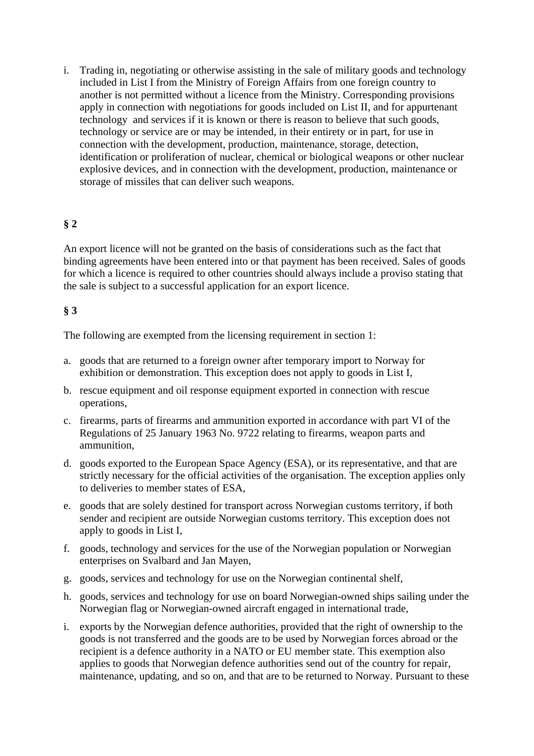i. Trading in, negotiating or otherwise assisting in the sale of military goods and technology included in List I from the Ministry of Foreign Affairs from one foreign country to another is not permitted without a licence from the Ministry. Corresponding provisions apply in connection with negotiations for goods included on List II, and for appurtenant technology and services if it is known or there is reason to believe that such goods, technology or service are or may be intended, in their entirety or in part, for use in connection with the development, production, maintenance, storage, detection, identification or proliferation of nuclear, chemical or biological weapons or other nuclear explosive devices, and in connection with the development, production, maintenance or storage of missiles that can deliver such weapons.

**§ 2**

An export licence will not be granted on the basis of considerations such as the fact that binding agreements have been entered into or that payment has been received. Sales of goods for which a licence is required to other countries should always include a proviso stating that the sale is subject to a successful application for an export licence.

**§ 3**

The following are exempted from the licensing requirement in section 1:

a. goods that are returned to a foreign owner after temporary import to Norway for exhibition or demonstration. This exception does not apply to goods in List I,

b. rescue equipment and oil response equipment exported in connection with rescue operations,

c. firearms, parts of firearms and ammunition exported in accordance with part VI of the Regulations of 25 January 1963 No. 9722 relating to firearms, weapon parts and ammunition,

d. goods exported to the European Space Agency (ESA), or its representative, and that are strictly necessary for the official activities of the organisation. The exception applies only to deliveries to member states of ESA,

e. goods that are solely destined for transport across Norwegian customs territory, if both sender and recipient are outside Norwegian customs territory. This exception does not apply to goods in List I,

f. goods, technology and services for the use of the Norwegian population or Norwegian enterprises on Svalbard and Jan Mayen,

g. goods, services and technology for use on the Norwegian continental shelf,

h. goods, services and technology for use on board Norwegian-owned ships sailing under the Norwegian flag or Norwegian-owned aircraft engaged in international trade,

i. exports by the Norwegian defence authorities, provided that the right of ownership to the goods is not transferred and the goods are to be used by Norwegian forces abroad or the recipient is a defence authority in a NATO or EU member state. This exemption also applies to goods that Norwegian defence authorities send out of the country for repair, maintenance, updating, and so on, and that are to be returned to Norway. Pursuant to these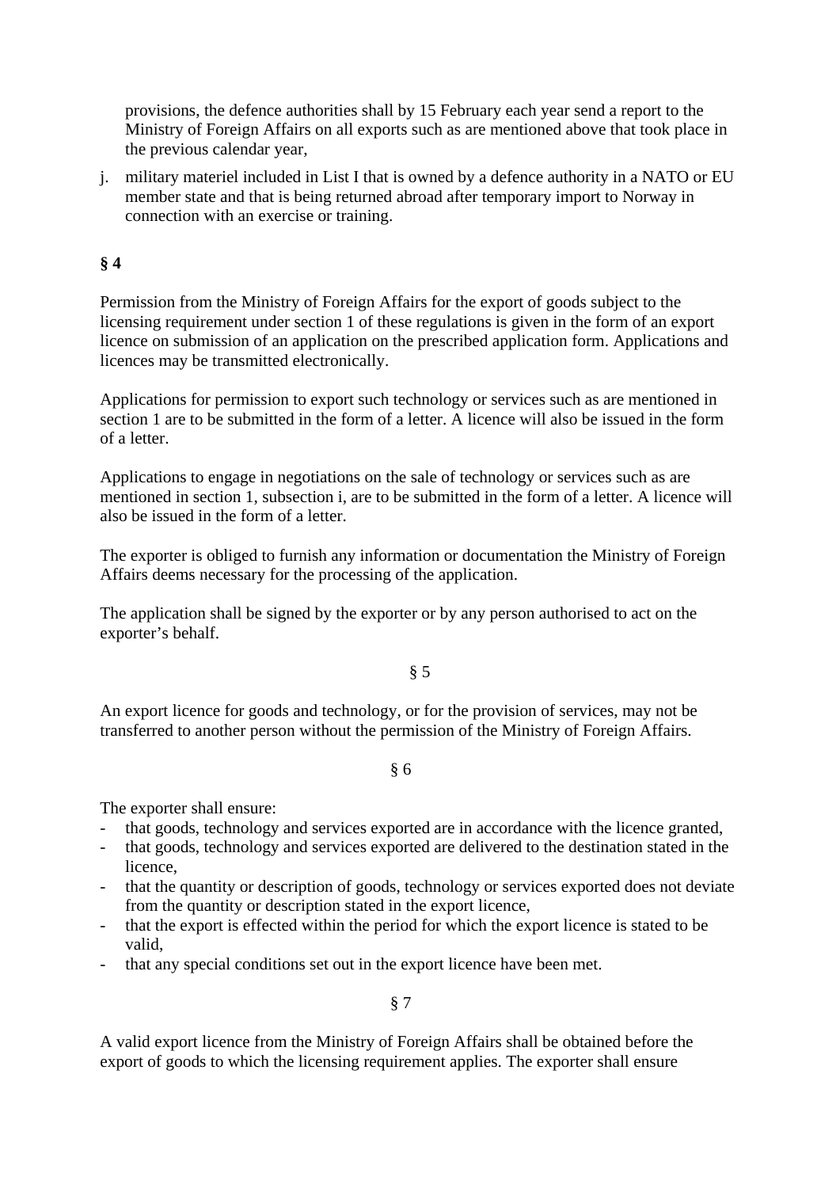provisions, the defence authorities shall by 15 February each year send a report to the Ministry of Foreign Affairs on all exports such as are mentioned above that took place in the previous calendar year,

j. military materiel included in List I that is owned by a defence authority in a NATO or EU member state and that is being returned abroad after temporary import to Norway in connection with an exercise or training.

**§ 4**

Permission from the Ministry of Foreign Affairs for the export of goods subject to the licensing requirement under section 1 of these regulations is given in the form of an export licence on submission of an application on the prescribed application form. Applications and licences may be transmitted electronically.

Applications for permission to export such technology or services such as are mentioned in section 1 are to be submitted in the form of a letter. A licence will also be issued in the form of a letter.

Applications to engage in negotiations on the sale of technology or services such as are mentioned in section 1, subsection i, are to be submitted in the form of a letter. A licence will also be issued in the form of a letter.

The exporter is obliged to furnish any information or documentation the Ministry of Foreign Affairs deems necessary for the processing of the application.

The application shall be signed by the exporter or by any person authorised to act on the exporter's behalf.

§ 5

An export licence for goods and technology, or for the provision of services, may not be transferred to another person without the permission of the Ministry of Foreign Affairs.

§ 6

The exporter shall ensure:

- that goods, technology and services exported are in accordance with the licence granted,
- that goods, technology and services exported are delivered to the destination stated in the licence,
- that the quantity or description of goods, technology or services exported does not deviate from the quantity or description stated in the export licence,
- that the export is effected within the period for which the export licence is stated to be valid,
- that any special conditions set out in the export licence have been met.

§ 7

A valid export licence from the Ministry of Foreign Affairs shall be obtained before the export of goods to which the licensing requirement applies. The exporter shall ensure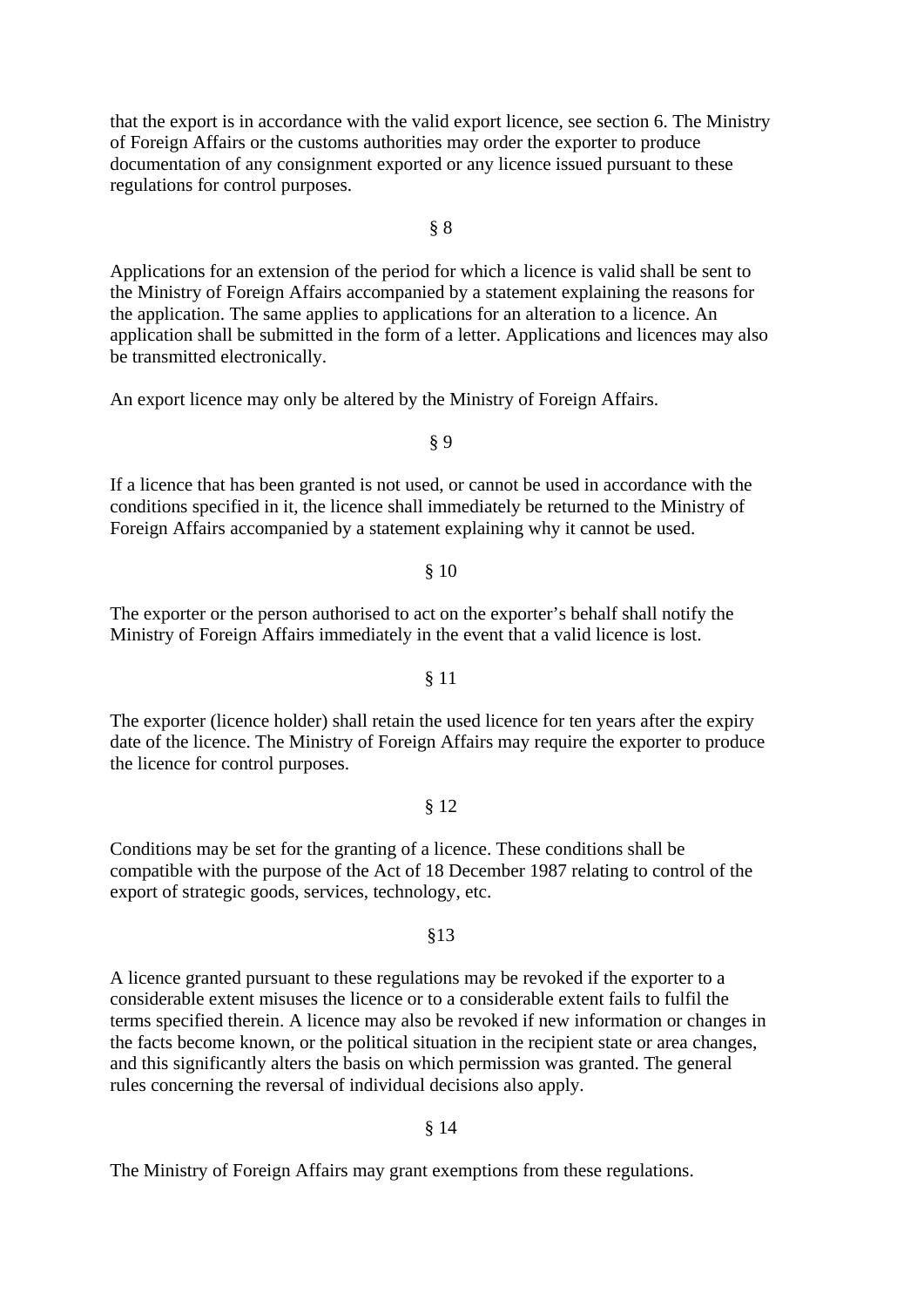that the export is in accordance with the valid export licence, see section 6. The Ministry of Foreign Affairs or the customs authorities may order the exporter to produce documentation of any consignment exported or any licence issued pursuant to these regulations for control purposes.

§ 8

Applications for an extension of the period for which a licence is valid shall be sent to the Ministry of Foreign Affairs accompanied by a statement explaining the reasons for the application. The same applies to applications for an alteration to a licence. An application shall be submitted in the form of a letter. Applications and licences may also be transmitted electronically.

An export licence may only be altered by the Ministry of Foreign Affairs.

§ 9

If a licence that has been granted is not used, or cannot be used in accordance with the conditions specified in it, the licence shall immediately be returned to the Ministry of Foreign Affairs accompanied by a statement explaining why it cannot be used.

§ 10

The exporter or the person authorised to act on the exporter's behalf shall notify the Ministry of Foreign Affairs immediately in the event that a valid licence is lost.

§ 11

The exporter (licence holder) shall retain the used licence for ten years after the expiry date of the licence. The Ministry of Foreign Affairs may require the exporter to produce the licence for control purposes.

§ 12

Conditions may be set for the granting of a licence. These conditions shall be compatible with the purpose of the Act of 18 December 1987 relating to control of the export of strategic goods, services, technology, etc.

§13

A licence granted pursuant to these regulations may be revoked if the exporter to a considerable extent misuses the licence or to a considerable extent fails to fulfil the terms specified therein. A licence may also be revoked if new information or changes in the facts become known, or the political situation in the recipient state or area changes, and this significantly alters the basis on which permission was granted. The general rules concerning the reversal of individual decisions also apply.

§ 14

The Ministry of Foreign Affairs may grant exemptions from these regulations.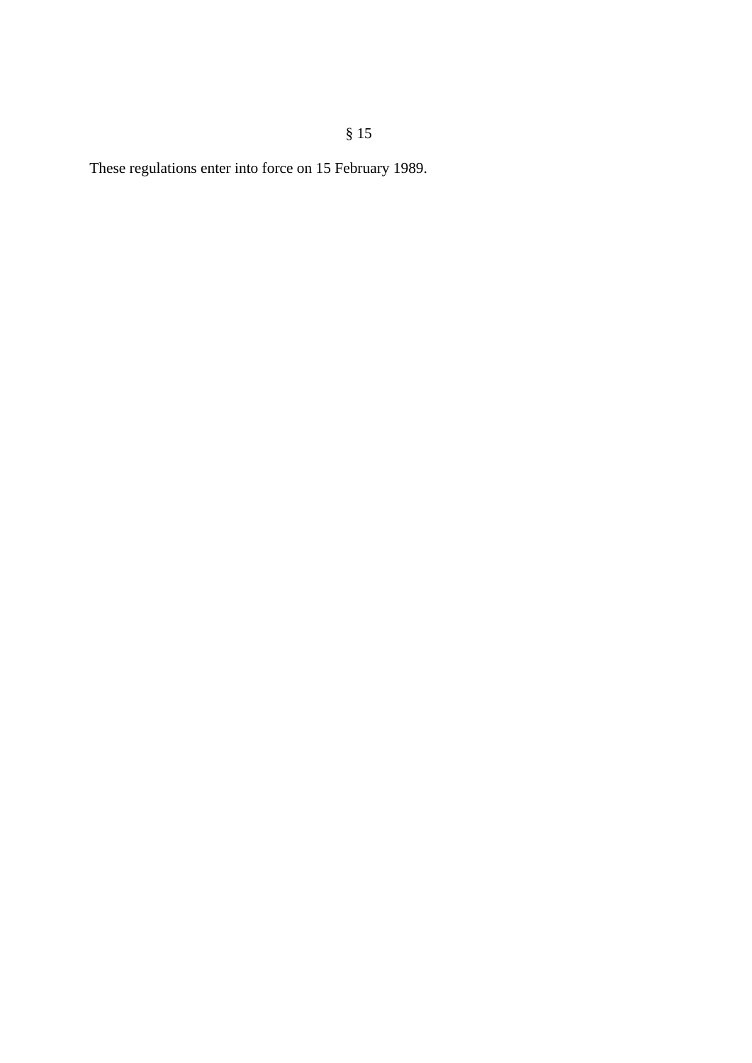§ 15

These regulations enter into force on 15 February 1989.